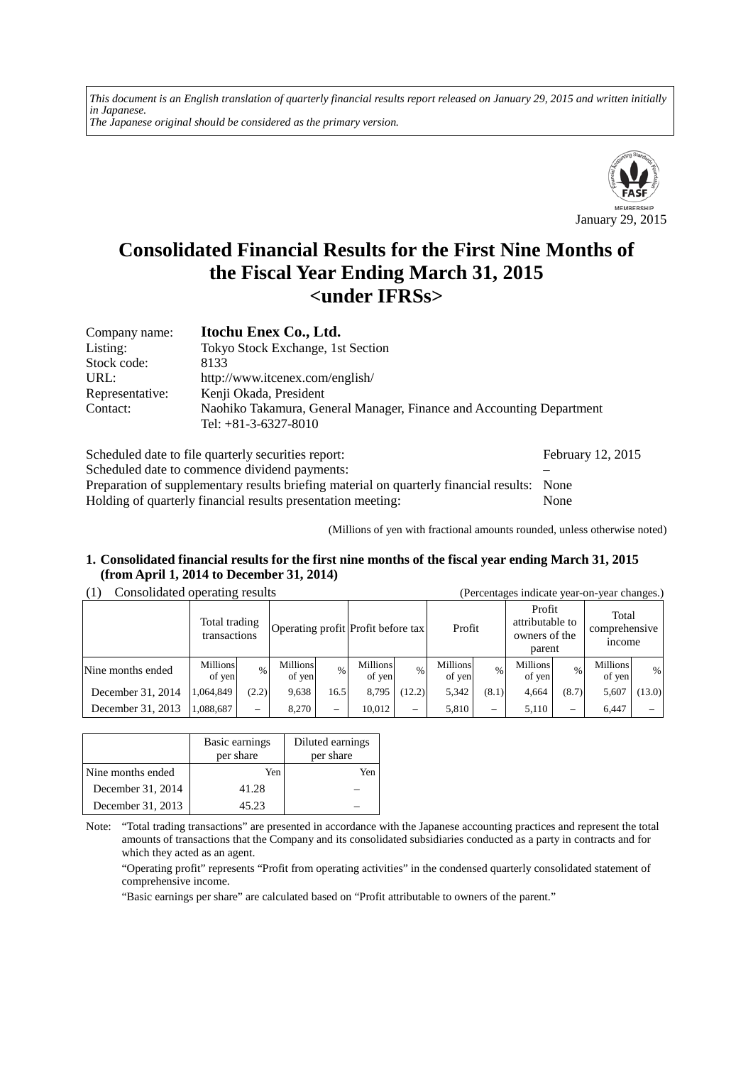*This document is an English translation of quarterly financial results report released on January 29, 2015 and written initially in Japanese.*
*The Japanese original should be considered as the primary version.*

January 29, 2015

# Consolidated Financial Results for the First Nine Months of the Fiscal Year Ending March 31, 2015 <under IFRSs>

| | |
|---|---|
| Company name: | **Itochu Enex Co., Ltd.** |
| Listing: | Tokyo Stock Exchange, 1st Section |
| Stock code: | 8133 |
| URL: | http://www.itcenex.com/english/ |
| Representative: | Kenji Okada, President |
| Contact: | Naohiko Takamura, General Manager, Finance and Accounting Department<br>Tel: +81-3-6327-8010 |

| | |
|---|---|
| Scheduled date to file quarterly securities report: | February 12, 2015 |
| Scheduled date to commence dividend payments: | – |
| Preparation of supplementary results briefing material on quarterly financial results: | None |
| Holding of quarterly financial results presentation meeting: | None |

(Millions of yen with fractional amounts rounded, unless otherwise noted)

## 1. Consolidated financial results for the first nine months of the fiscal year ending March 31, 2015 (from April 1, 2014 to December 31, 2014)

(1) Consolidated operating results (Percentages indicate year-on-year changes.)

| | Total trading transactions | | Operating profit | | Profit before tax | | Profit | | Profit attributable to owners of the parent | | Total comprehensive income | |
|---|---|---|---|---|---|---|---|---|---|---|---|---|
| Nine months ended | Millions of yen | % | Millions of yen | % | Millions of yen | % | Millions of yen | % | Millions of yen | % | Millions of yen | % |
| December 31, 2014 | 1,064,849 | (2.2) | 9,638 | 16.5 | 8,795 | (12.2) | 5,342 | (8.1) | 4,664 | (8.7) | 5,607 | (13.0) |
| December 31, 2013 | 1,088,687 | – | 8,270 | – | 10,012 | – | 5,810 | – | 5,110 | – | 6,447 | – |

| | Basic earnings per share | Diluted earnings per share |
|---|---|---|
| Nine months ended | Yen | Yen |
| December 31, 2014 | 41.28 | – |
| December 31, 2013 | 45.23 | – |

Note: "Total trading transactions" are presented in accordance with the Japanese accounting practices and represent the total amounts of transactions that the Company and its consolidated subsidiaries conducted as a party in contracts and for which they acted as an agent.

"Operating profit" represents "Profit from operating activities" in the condensed quarterly consolidated statement of comprehensive income.

"Basic earnings per share" are calculated based on "Profit attributable to owners of the parent."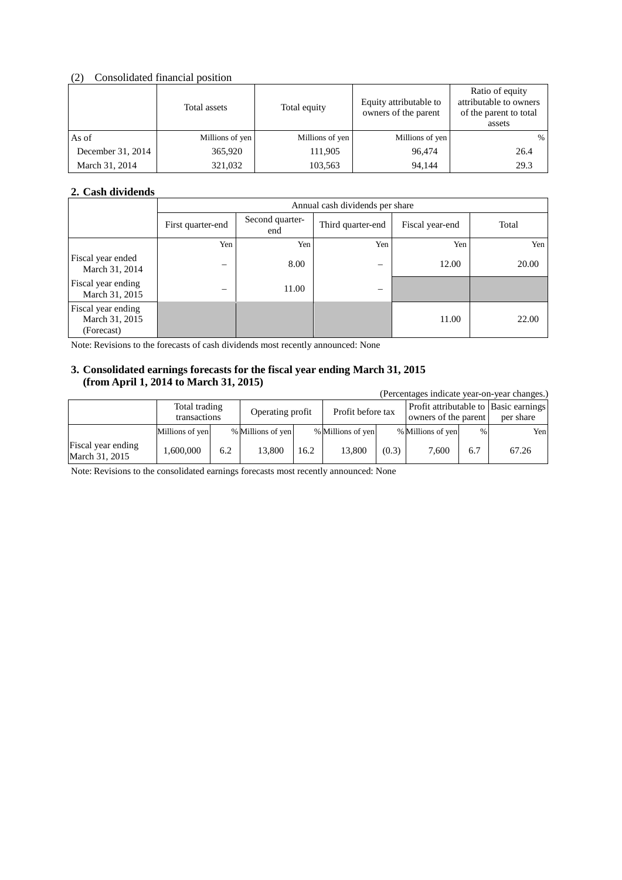(2) Consolidated financial position

| | Total assets | Total equity | Equity attributable to owners of the parent | Ratio of equity attributable to owners of the parent to total assets |
|---|---|---|---|---|
| As of | Millions of yen | Millions of yen | Millions of yen | % |
| December 31, 2014 | 365,920 | 111,905 | 96,474 | 26.4 |
| March 31, 2014 | 321,032 | 103,563 | 94,144 | 29.3 |

## 2. Cash dividends

| | Annual cash dividends per share | | | | |
|---|---|---|---|---|---|
| | First quarter-end | Second quarter-end | Third quarter-end | Fiscal year-end | Total |
| | Yen | Yen | Yen | Yen | Yen |
| Fiscal year ended March 31, 2014 | – | 8.00 | – | 12.00 | 20.00 |
| Fiscal year ending March 31, 2015 | – | 11.00 | – | | |
| Fiscal year ending March 31, 2015 (Forecast) | | | | 11.00 | 22.00 |

Note: Revisions to the forecasts of cash dividends most recently announced: None

## 3. Consolidated earnings forecasts for the fiscal year ending March 31, 2015 (from April 1, 2014 to March 31, 2015)

(Percentages indicate year-on-year changes.)

| | Total trading transactions | | Operating profit | | Profit before tax | | Profit attributable to owners of the parent | | Basic earnings per share |
|---|---|---|---|---|---|---|---|---|---|
| | Millions of yen | % | Millions of yen | % | Millions of yen | % | Millions of yen | % | Yen |
| Fiscal year ending March 31, 2015 | 1,600,000 | 6.2 | 13,800 | 16.2 | 13,800 | (0.3) | 7,600 | 6.7 | 67.26 |

Note: Revisions to the consolidated earnings forecasts most recently announced: None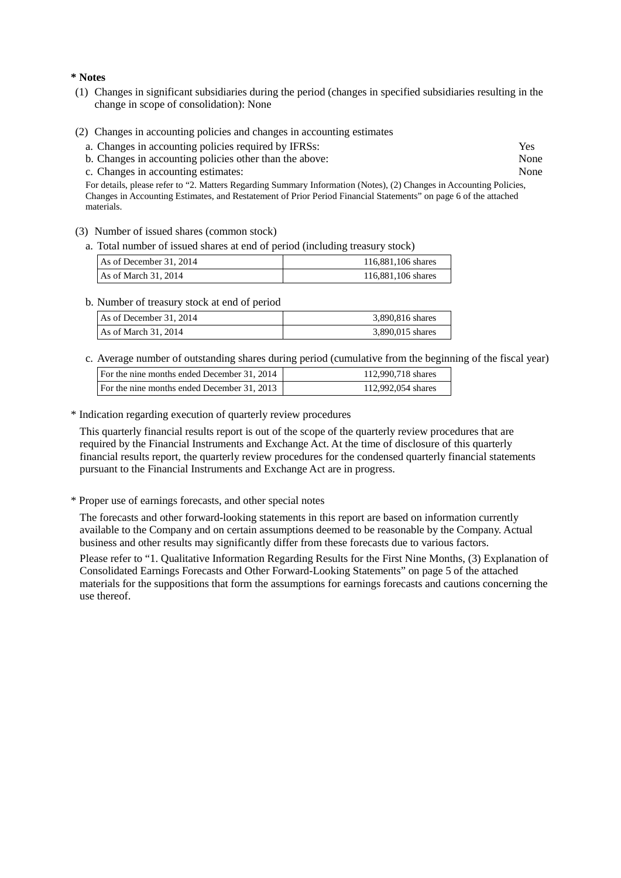**\* Notes**

(1) Changes in significant subsidiaries during the period (changes in specified subsidiaries resulting in the change in scope of consolidation): None

(2) Changes in accounting policies and changes in accounting estimates

a. Changes in accounting policies required by IFRSs: Yes
b. Changes in accounting policies other than the above: None
c. Changes in accounting estimates: None

For details, please refer to "2. Matters Regarding Summary Information (Notes), (2) Changes in Accounting Policies, Changes in Accounting Estimates, and Restatement of Prior Period Financial Statements" on page 6 of the attached materials.

(3) Number of issued shares (common stock)

a. Total number of issued shares at end of period (including treasury stock)

| | |
|---|---|
| As of December 31, 2014 | 116,881,106 shares |
| As of March 31, 2014 | 116,881,106 shares |

b. Number of treasury stock at end of period

| | |
|---|---|
| As of December 31, 2014 | 3,890,816 shares |
| As of March 31, 2014 | 3,890,015 shares |

c. Average number of outstanding shares during period (cumulative from the beginning of the fiscal year)

| | |
|---|---|
| For the nine months ended December 31, 2014 | 112,990,718 shares |
| For the nine months ended December 31, 2013 | 112,992,054 shares |

\* Indication regarding execution of quarterly review procedures

This quarterly financial results report is out of the scope of the quarterly review procedures that are required by the Financial Instruments and Exchange Act. At the time of disclosure of this quarterly financial results report, the quarterly review procedures for the condensed quarterly financial statements pursuant to the Financial Instruments and Exchange Act are in progress.

\* Proper use of earnings forecasts, and other special notes

The forecasts and other forward-looking statements in this report are based on information currently available to the Company and on certain assumptions deemed to be reasonable by the Company. Actual business and other results may significantly differ from these forecasts due to various factors.

Please refer to "1. Qualitative Information Regarding Results for the First Nine Months, (3) Explanation of Consolidated Earnings Forecasts and Other Forward-Looking Statements" on page 5 of the attached materials for the suppositions that form the assumptions for earnings forecasts and cautions concerning the use thereof.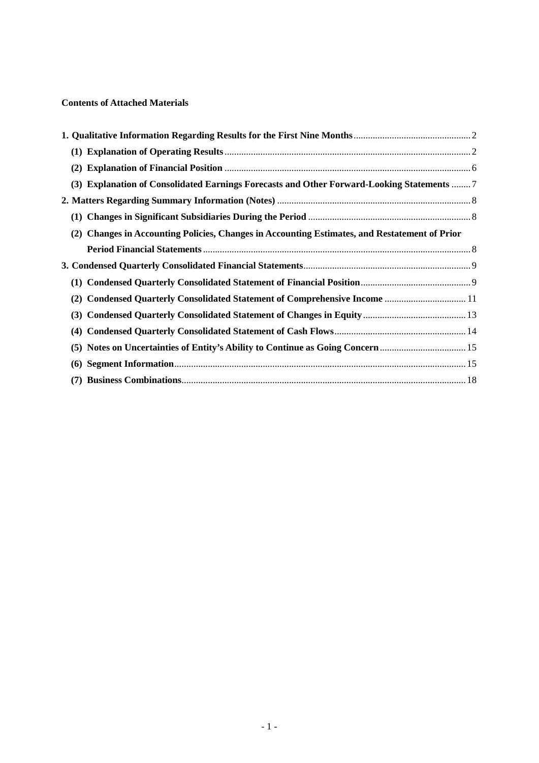**Contents of Attached Materials**

| | |
|---|---|
| **1. Qualitative Information Regarding Results for the First Nine Months** | 2 |
| **(1) Explanation of Operating Results** | 2 |
| **(2) Explanation of Financial Position** | 6 |
| **(3) Explanation of Consolidated Earnings Forecasts and Other Forward-Looking Statements** | 7 |
| **2. Matters Regarding Summary Information (Notes)** | 8 |
| **(1) Changes in Significant Subsidiaries During the Period** | 8 |
| **(2) Changes in Accounting Policies, Changes in Accounting Estimates, and Restatement of Prior Period Financial Statements** | 8 |
| **3. Condensed Quarterly Consolidated Financial Statements** | 9 |
| **(1) Condensed Quarterly Consolidated Statement of Financial Position** | 9 |
| **(2) Condensed Quarterly Consolidated Statement of Comprehensive Income** | 11 |
| **(3) Condensed Quarterly Consolidated Statement of Changes in Equity** | 13 |
| **(4) Condensed Quarterly Consolidated Statement of Cash Flows** | 14 |
| **(5) Notes on Uncertainties of Entity's Ability to Continue as Going Concern** | 15 |
| **(6) Segment Information** | 15 |
| **(7) Business Combinations** | 18 |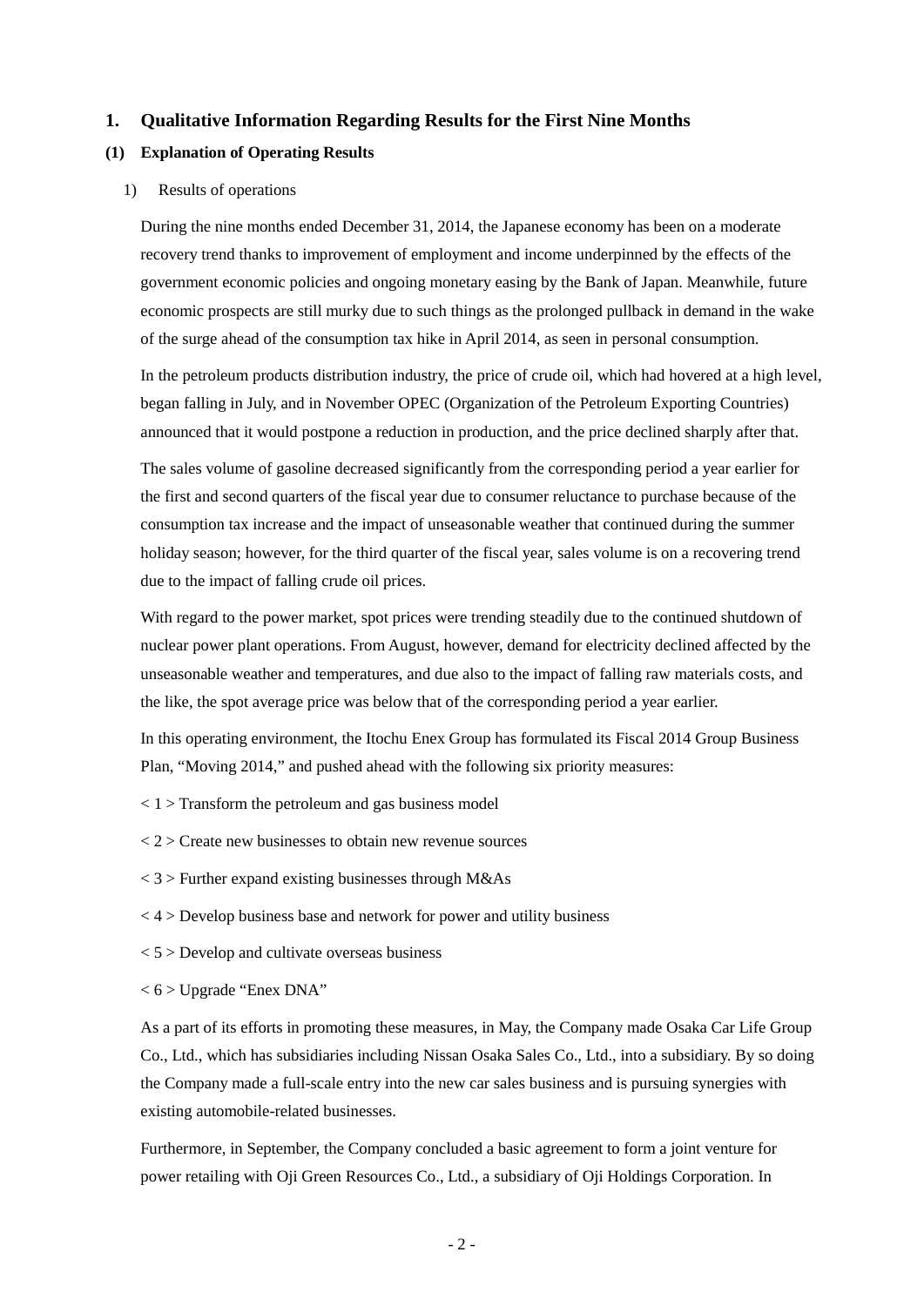# 1. Qualitative Information Regarding Results for the First Nine Months

## (1) Explanation of Operating Results

### 1) Results of operations

During the nine months ended December 31, 2014, the Japanese economy has been on a moderate recovery trend thanks to improvement of employment and income underpinned by the effects of the government economic policies and ongoing monetary easing by the Bank of Japan. Meanwhile, future economic prospects are still murky due to such things as the prolonged pullback in demand in the wake of the surge ahead of the consumption tax hike in April 2014, as seen in personal consumption.

In the petroleum products distribution industry, the price of crude oil, which had hovered at a high level, began falling in July, and in November OPEC (Organization of the Petroleum Exporting Countries) announced that it would postpone a reduction in production, and the price declined sharply after that.

The sales volume of gasoline decreased significantly from the corresponding period a year earlier for the first and second quarters of the fiscal year due to consumer reluctance to purchase because of the consumption tax increase and the impact of unseasonable weather that continued during the summer holiday season; however, for the third quarter of the fiscal year, sales volume is on a recovering trend due to the impact of falling crude oil prices.

With regard to the power market, spot prices were trending steadily due to the continued shutdown of nuclear power plant operations. From August, however, demand for electricity declined affected by the unseasonable weather and temperatures, and due also to the impact of falling raw materials costs, and the like, the spot average price was below that of the corresponding period a year earlier.

In this operating environment, the Itochu Enex Group has formulated its Fiscal 2014 Group Business Plan, "Moving 2014," and pushed ahead with the following six priority measures:

< 1 > Transform the petroleum and gas business model

< 2 > Create new businesses to obtain new revenue sources

< 3 > Further expand existing businesses through M&As

< 4 > Develop business base and network for power and utility business

< 5 > Develop and cultivate overseas business

< 6 > Upgrade "Enex DNA"

As a part of its efforts in promoting these measures, in May, the Company made Osaka Car Life Group Co., Ltd., which has subsidiaries including Nissan Osaka Sales Co., Ltd., into a subsidiary. By so doing the Company made a full-scale entry into the new car sales business and is pursuing synergies with existing automobile-related businesses.

Furthermore, in September, the Company concluded a basic agreement to form a joint venture for power retailing with Oji Green Resources Co., Ltd., a subsidiary of Oji Holdings Corporation. In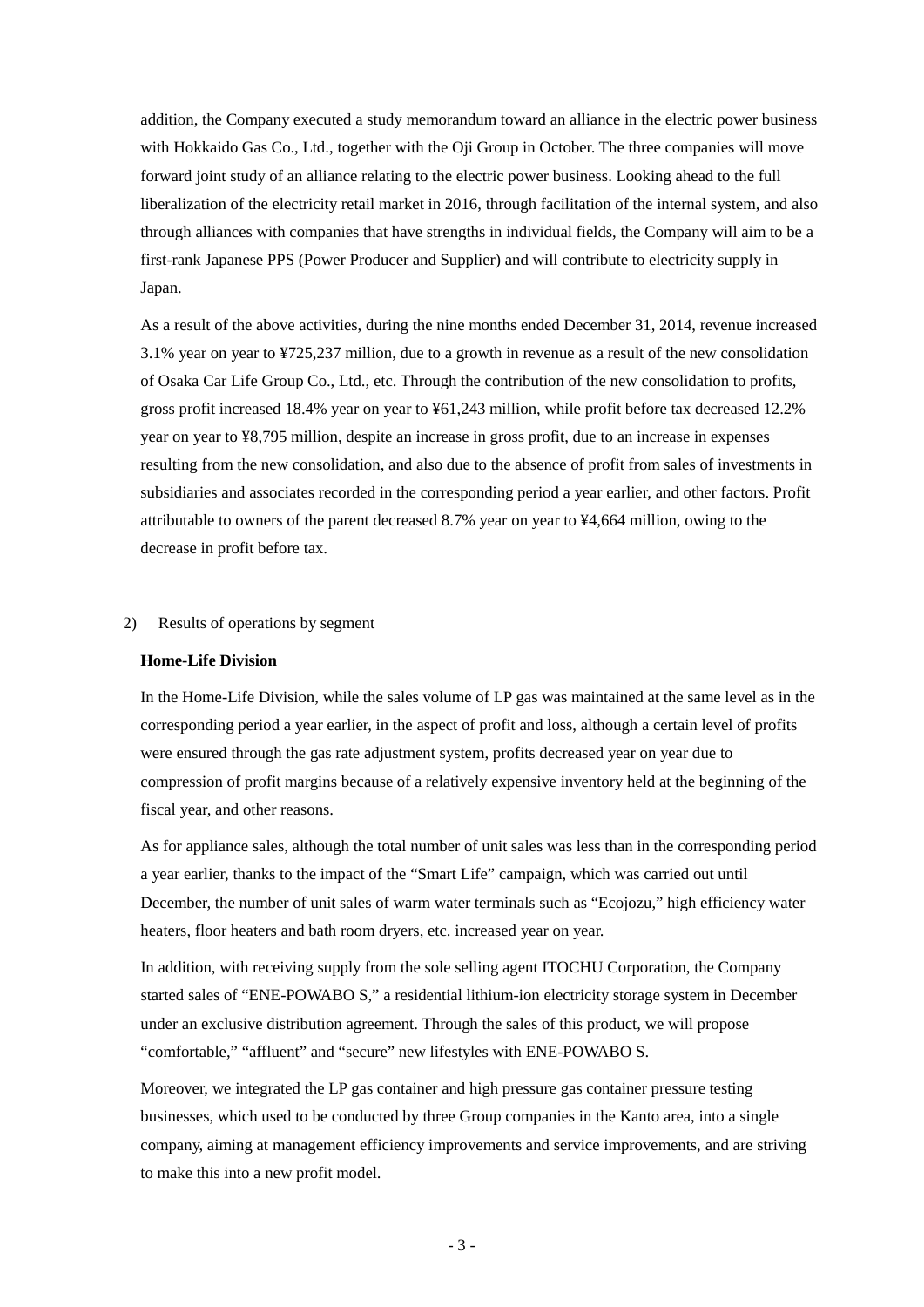addition, the Company executed a study memorandum toward an alliance in the electric power business with Hokkaido Gas Co., Ltd., together with the Oji Group in October. The three companies will move forward joint study of an alliance relating to the electric power business. Looking ahead to the full liberalization of the electricity retail market in 2016, through facilitation of the internal system, and also through alliances with companies that have strengths in individual fields, the Company will aim to be a first-rank Japanese PPS (Power Producer and Supplier) and will contribute to electricity supply in Japan.

As a result of the above activities, during the nine months ended December 31, 2014, revenue increased 3.1% year on year to ¥725,237 million, due to a growth in revenue as a result of the new consolidation of Osaka Car Life Group Co., Ltd., etc. Through the contribution of the new consolidation to profits, gross profit increased 18.4% year on year to ¥61,243 million, while profit before tax decreased 12.2% year on year to ¥8,795 million, despite an increase in gross profit, due to an increase in expenses resulting from the new consolidation, and also due to the absence of profit from sales of investments in subsidiaries and associates recorded in the corresponding period a year earlier, and other factors. Profit attributable to owners of the parent decreased 8.7% year on year to ¥4,664 million, owing to the decrease in profit before tax.

2) Results of operations by segment

**Home-Life Division**

In the Home-Life Division, while the sales volume of LP gas was maintained at the same level as in the corresponding period a year earlier, in the aspect of profit and loss, although a certain level of profits were ensured through the gas rate adjustment system, profits decreased year on year due to compression of profit margins because of a relatively expensive inventory held at the beginning of the fiscal year, and other reasons.

As for appliance sales, although the total number of unit sales was less than in the corresponding period a year earlier, thanks to the impact of the "Smart Life" campaign, which was carried out until December, the number of unit sales of warm water terminals such as "Ecojozu," high efficiency water heaters, floor heaters and bath room dryers, etc. increased year on year.

In addition, with receiving supply from the sole selling agent ITOCHU Corporation, the Company started sales of "ENE-POWABO S," a residential lithium-ion electricity storage system in December under an exclusive distribution agreement. Through the sales of this product, we will propose "comfortable," "affluent" and "secure" new lifestyles with ENE-POWABO S.

Moreover, we integrated the LP gas container and high pressure gas container pressure testing businesses, which used to be conducted by three Group companies in the Kanto area, into a single company, aiming at management efficiency improvements and service improvements, and are striving to make this into a new profit model.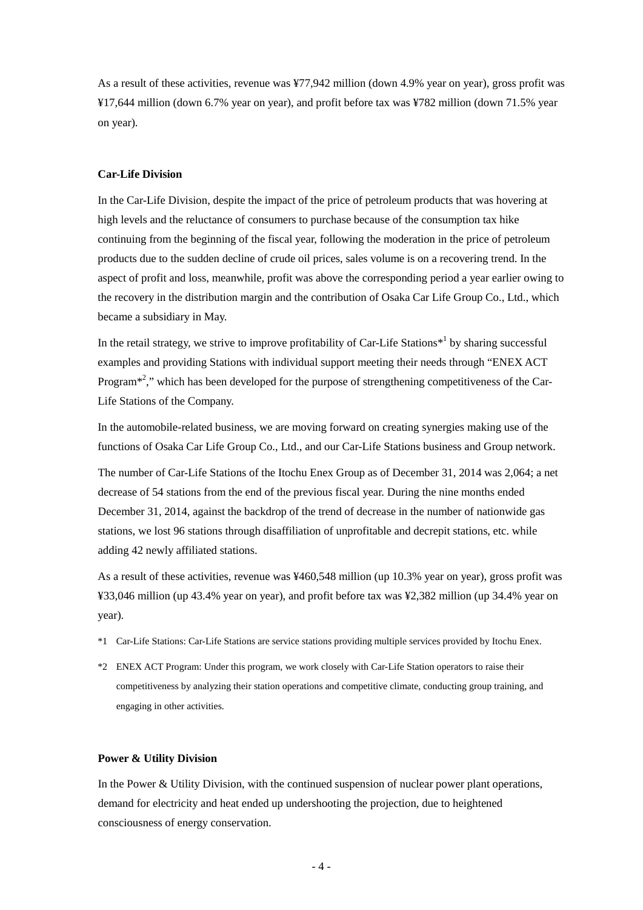As a result of these activities, revenue was ¥77,942 million (down 4.9% year on year), gross profit was ¥17,644 million (down 6.7% year on year), and profit before tax was ¥782 million (down 71.5% year on year).

**Car-Life Division**

In the Car-Life Division, despite the impact of the price of petroleum products that was hovering at high levels and the reluctance of consumers to purchase because of the consumption tax hike continuing from the beginning of the fiscal year, following the moderation in the price of petroleum products due to the sudden decline of crude oil prices, sales volume is on a recovering trend. In the aspect of profit and loss, meanwhile, profit was above the corresponding period a year earlier owing to the recovery in the distribution margin and the contribution of Osaka Car Life Group Co., Ltd., which became a subsidiary in May.

In the retail strategy, we strive to improve profitability of Car-Life Stations*[1] by sharing successful examples and providing Stations with individual support meeting their needs through "ENEX ACT Program*[2]," which has been developed for the purpose of strengthening competitiveness of the Car-Life Stations of the Company.

In the automobile-related business, we are moving forward on creating synergies making use of the functions of Osaka Car Life Group Co., Ltd., and our Car-Life Stations business and Group network.

The number of Car-Life Stations of the Itochu Enex Group as of December 31, 2014 was 2,064; a net decrease of 54 stations from the end of the previous fiscal year. During the nine months ended December 31, 2014, against the backdrop of the trend of decrease in the number of nationwide gas stations, we lost 96 stations through disaffiliation of unprofitable and decrepit stations, etc. while adding 42 newly affiliated stations.

As a result of these activities, revenue was ¥460,548 million (up 10.3% year on year), gross profit was ¥33,046 million (up 43.4% year on year), and profit before tax was ¥2,382 million (up 34.4% year on year).

*1 Car-Life Stations: Car-Life Stations are service stations providing multiple services provided by Itochu Enex.

*2 ENEX ACT Program: Under this program, we work closely with Car-Life Station operators to raise their competitiveness by analyzing their station operations and competitive climate, conducting group training, and engaging in other activities.

**Power & Utility Division**

In the Power & Utility Division, with the continued suspension of nuclear power plant operations, demand for electricity and heat ended up undershooting the projection, due to heightened consciousness of energy conservation.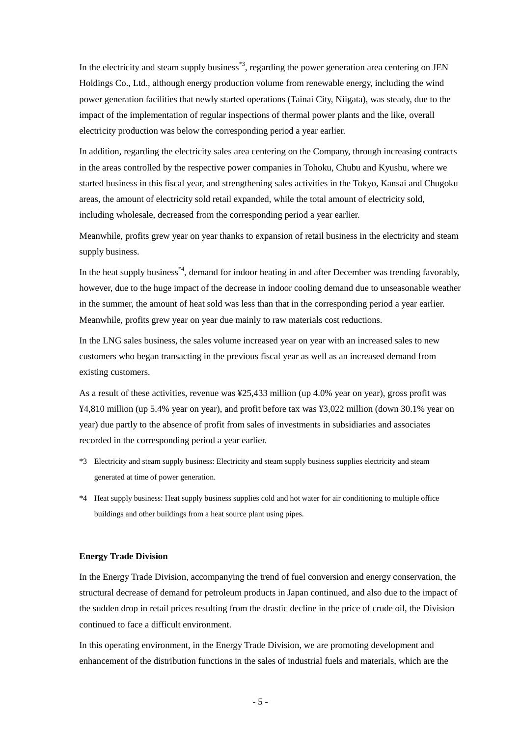In the electricity and steam supply business[*3], regarding the power generation area centering on JEN Holdings Co., Ltd., although energy production volume from renewable energy, including the wind power generation facilities that newly started operations (Tainai City, Niigata), was steady, due to the impact of the implementation of regular inspections of thermal power plants and the like, overall electricity production was below the corresponding period a year earlier.

In addition, regarding the electricity sales area centering on the Company, through increasing contracts in the areas controlled by the respective power companies in Tohoku, Chubu and Kyushu, where we started business in this fiscal year, and strengthening sales activities in the Tokyo, Kansai and Chugoku areas, the amount of electricity sold retail expanded, while the total amount of electricity sold, including wholesale, decreased from the corresponding period a year earlier.

Meanwhile, profits grew year on year thanks to expansion of retail business in the electricity and steam supply business.

In the heat supply business[*4], demand for indoor heating in and after December was trending favorably, however, due to the huge impact of the decrease in indoor cooling demand due to unseasonable weather in the summer, the amount of heat sold was less than that in the corresponding period a year earlier. Meanwhile, profits grew year on year due mainly to raw materials cost reductions.

In the LNG sales business, the sales volume increased year on year with an increased sales to new customers who began transacting in the previous fiscal year as well as an increased demand from existing customers.

As a result of these activities, revenue was ¥25,433 million (up 4.0% year on year), gross profit was ¥4,810 million (up 5.4% year on year), and profit before tax was ¥3,022 million (down 30.1% year on year) due partly to the absence of profit from sales of investments in subsidiaries and associates recorded in the corresponding period a year earlier.

*3 Electricity and steam supply business: Electricity and steam supply business supplies electricity and steam generated at time of power generation.

*4 Heat supply business: Heat supply business supplies cold and hot water for air conditioning to multiple office buildings and other buildings from a heat source plant using pipes.

**Energy Trade Division**

In the Energy Trade Division, accompanying the trend of fuel conversion and energy conservation, the structural decrease of demand for petroleum products in Japan continued, and also due to the impact of the sudden drop in retail prices resulting from the drastic decline in the price of crude oil, the Division continued to face a difficult environment.

In this operating environment, in the Energy Trade Division, we are promoting development and enhancement of the distribution functions in the sales of industrial fuels and materials, which are the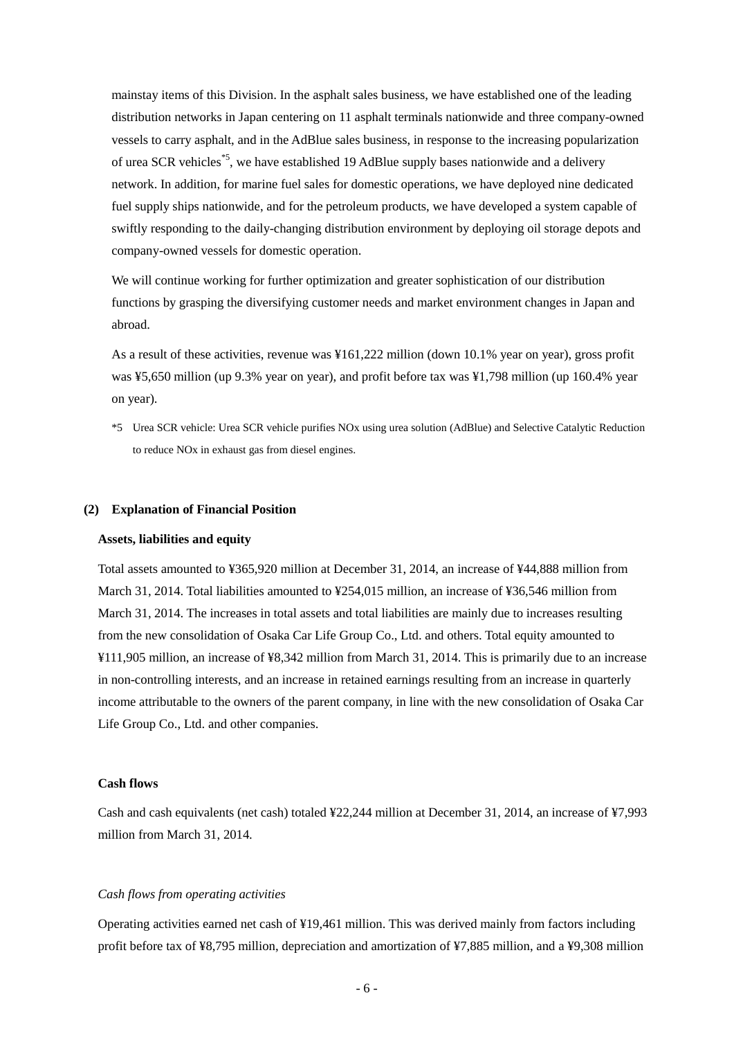mainstay items of this Division. In the asphalt sales business, we have established one of the leading distribution networks in Japan centering on 11 asphalt terminals nationwide and three company-owned vessels to carry asphalt, and in the AdBlue sales business, in response to the increasing popularization of urea SCR vehicles[*5], we have established 19 AdBlue supply bases nationwide and a delivery network. In addition, for marine fuel sales for domestic operations, we have deployed nine dedicated fuel supply ships nationwide, and for the petroleum products, we have developed a system capable of swiftly responding to the daily-changing distribution environment by deploying oil storage depots and company-owned vessels for domestic operation.

We will continue working for further optimization and greater sophistication of our distribution functions by grasping the diversifying customer needs and market environment changes in Japan and abroad.

As a result of these activities, revenue was ¥161,222 million (down 10.1% year on year), gross profit was ¥5,650 million (up 9.3% year on year), and profit before tax was ¥1,798 million (up 160.4% year on year).

*5 Urea SCR vehicle: Urea SCR vehicle purifies NOx using urea solution (AdBlue) and Selective Catalytic Reduction to reduce NOx in exhaust gas from diesel engines.

## (2) Explanation of Financial Position

### Assets, liabilities and equity

Total assets amounted to ¥365,920 million at December 31, 2014, an increase of ¥44,888 million from March 31, 2014. Total liabilities amounted to ¥254,015 million, an increase of ¥36,546 million from March 31, 2014. The increases in total assets and total liabilities are mainly due to increases resulting from the new consolidation of Osaka Car Life Group Co., Ltd. and others. Total equity amounted to ¥111,905 million, an increase of ¥8,342 million from March 31, 2014. This is primarily due to an increase in non-controlling interests, and an increase in retained earnings resulting from an increase in quarterly income attributable to the owners of the parent company, in line with the new consolidation of Osaka Car Life Group Co., Ltd. and other companies.

### Cash flows

Cash and cash equivalents (net cash) totaled ¥22,244 million at December 31, 2014, an increase of ¥7,993 million from March 31, 2014.

*Cash flows from operating activities*

Operating activities earned net cash of ¥19,461 million. This was derived mainly from factors including profit before tax of ¥8,795 million, depreciation and amortization of ¥7,885 million, and a ¥9,308 million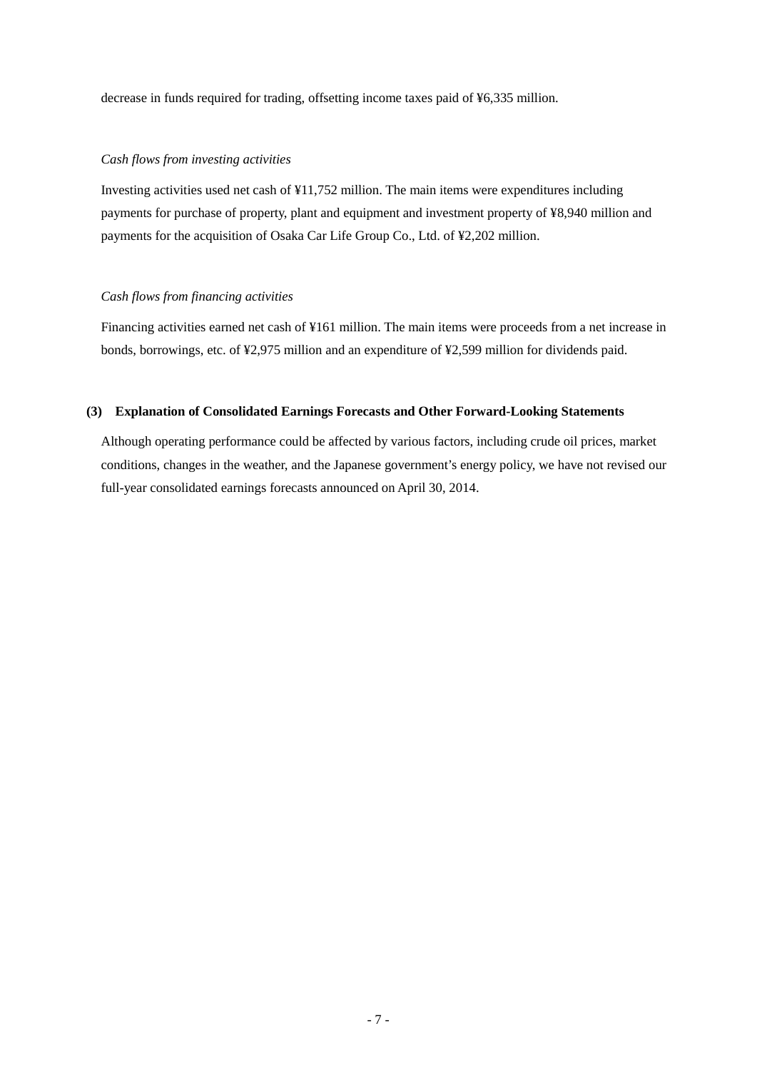decrease in funds required for trading, offsetting income taxes paid of ¥6,335 million.

*Cash flows from investing activities*

Investing activities used net cash of ¥11,752 million. The main items were expenditures including payments for purchase of property, plant and equipment and investment property of ¥8,940 million and payments for the acquisition of Osaka Car Life Group Co., Ltd. of ¥2,202 million.

*Cash flows from financing activities*

Financing activities earned net cash of ¥161 million. The main items were proceeds from a net increase in bonds, borrowings, etc. of ¥2,975 million and an expenditure of ¥2,599 million for dividends paid.

### (3) Explanation of Consolidated Earnings Forecasts and Other Forward-Looking Statements

Although operating performance could be affected by various factors, including crude oil prices, market conditions, changes in the weather, and the Japanese government's energy policy, we have not revised our full-year consolidated earnings forecasts announced on April 30, 2014.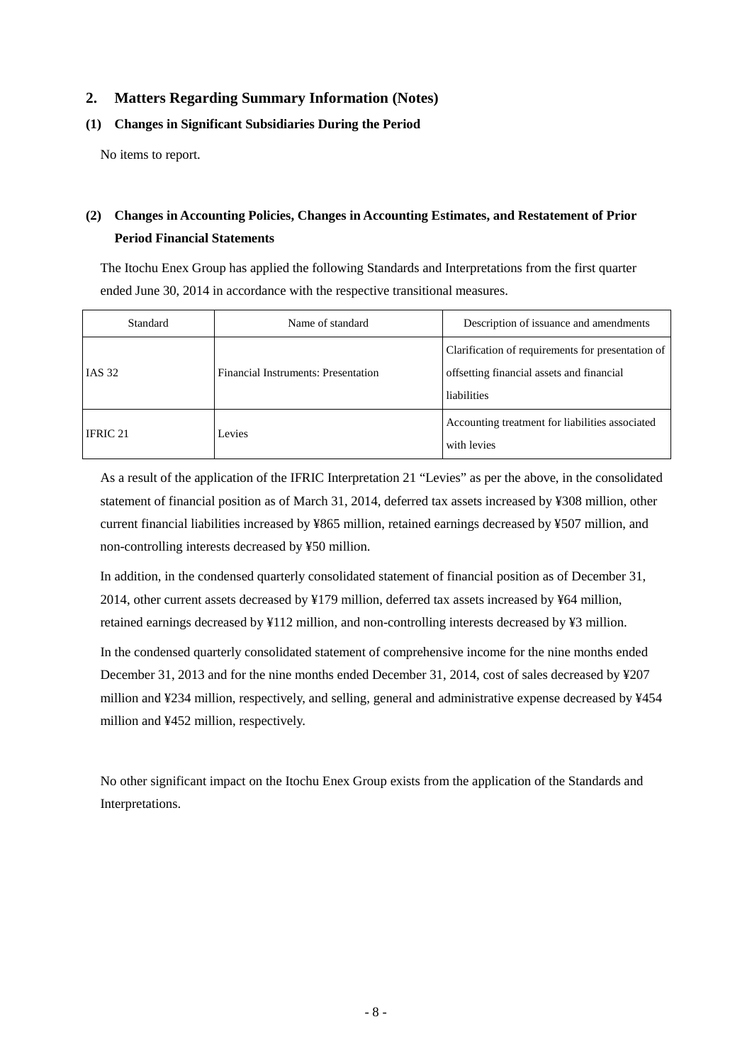## 2. Matters Regarding Summary Information (Notes)

### (1) Changes in Significant Subsidiaries During the Period

No items to report.

### (2) Changes in Accounting Policies, Changes in Accounting Estimates, and Restatement of Prior Period Financial Statements

The Itochu Enex Group has applied the following Standards and Interpretations from the first quarter ended June 30, 2014 in accordance with the respective transitional measures.

| Standard | Name of standard | Description of issuance and amendments |
|---|---|---|
| IAS 32 | Financial Instruments: Presentation | Clarification of requirements for presentation of offsetting financial assets and financial liabilities |
| IFRIC 21 | Levies | Accounting treatment for liabilities associated with levies |

As a result of the application of the IFRIC Interpretation 21 "Levies" as per the above, in the consolidated statement of financial position as of March 31, 2014, deferred tax assets increased by ¥308 million, other current financial liabilities increased by ¥865 million, retained earnings decreased by ¥507 million, and non-controlling interests decreased by ¥50 million.

In addition, in the condensed quarterly consolidated statement of financial position as of December 31, 2014, other current assets decreased by ¥179 million, deferred tax assets increased by ¥64 million, retained earnings decreased by ¥112 million, and non-controlling interests decreased by ¥3 million.

In the condensed quarterly consolidated statement of comprehensive income for the nine months ended December 31, 2013 and for the nine months ended December 31, 2014, cost of sales decreased by ¥207 million and ¥234 million, respectively, and selling, general and administrative expense decreased by ¥454 million and ¥452 million, respectively.

No other significant impact on the Itochu Enex Group exists from the application of the Standards and Interpretations.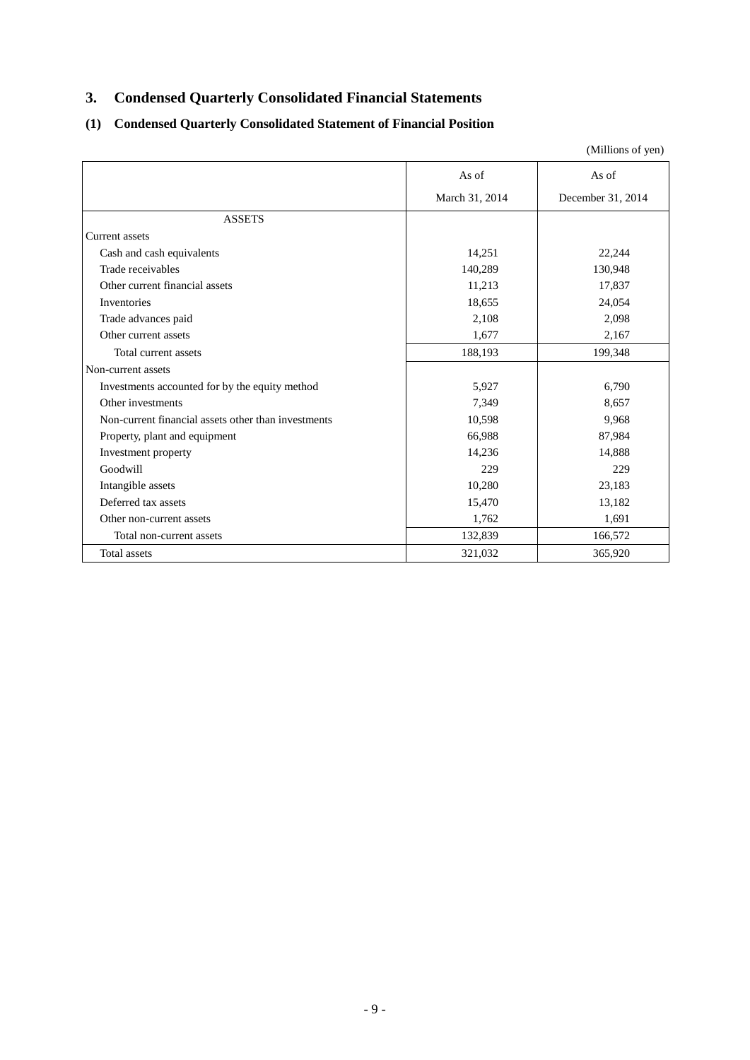## 3. Condensed Quarterly Consolidated Financial Statements

### (1) Condensed Quarterly Consolidated Statement of Financial Position

(Millions of yen)

| | As of March 31, 2014 | As of December 31, 2014 |
|---|---|---|
| ASSETS | | |
| Current assets | | |
| Cash and cash equivalents | 14,251 | 22,244 |
| Trade receivables | 140,289 | 130,948 |
| Other current financial assets | 11,213 | 17,837 |
| Inventories | 18,655 | 24,054 |
| Trade advances paid | 2,108 | 2,098 |
| Other current assets | 1,677 | 2,167 |
| Total current assets | 188,193 | 199,348 |
| Non-current assets | | |
| Investments accounted for by the equity method | 5,927 | 6,790 |
| Other investments | 7,349 | 8,657 |
| Non-current financial assets other than investments | 10,598 | 9,968 |
| Property, plant and equipment | 66,988 | 87,984 |
| Investment property | 14,236 | 14,888 |
| Goodwill | 229 | 229 |
| Intangible assets | 10,280 | 23,183 |
| Deferred tax assets | 15,470 | 13,182 |
| Other non-current assets | 1,762 | 1,691 |
| Total non-current assets | 132,839 | 166,572 |
| Total assets | 321,032 | 365,920 |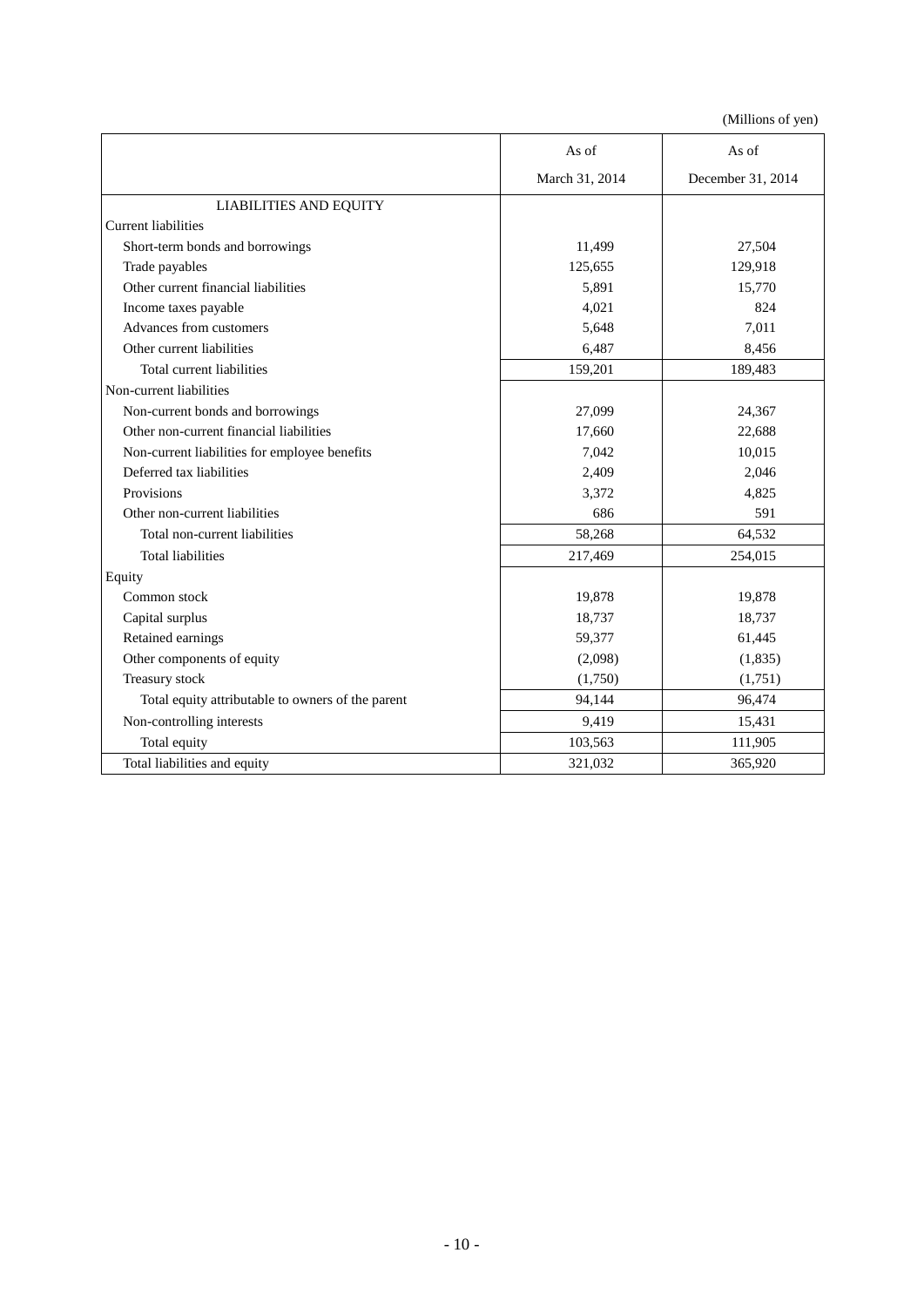(Millions of yen)

| | As of March 31, 2014 | As of December 31, 2014 |
|---|---|---|
| LIABILITIES AND EQUITY | | |
| Current liabilities | | |
| Short-term bonds and borrowings | 11,499 | 27,504 |
| Trade payables | 125,655 | 129,918 |
| Other current financial liabilities | 5,891 | 15,770 |
| Income taxes payable | 4,021 | 824 |
| Advances from customers | 5,648 | 7,011 |
| Other current liabilities | 6,487 | 8,456 |
| Total current liabilities | 159,201 | 189,483 |
| Non-current liabilities | | |
| Non-current bonds and borrowings | 27,099 | 24,367 |
| Other non-current financial liabilities | 17,660 | 22,688 |
| Non-current liabilities for employee benefits | 7,042 | 10,015 |
| Deferred tax liabilities | 2,409 | 2,046 |
| Provisions | 3,372 | 4,825 |
| Other non-current liabilities | 686 | 591 |
| Total non-current liabilities | 58,268 | 64,532 |
| Total liabilities | 217,469 | 254,015 |
| Equity | | |
| Common stock | 19,878 | 19,878 |
| Capital surplus | 18,737 | 18,737 |
| Retained earnings | 59,377 | 61,445 |
| Other components of equity | (2,098) | (1,835) |
| Treasury stock | (1,750) | (1,751) |
| Total equity attributable to owners of the parent | 94,144 | 96,474 |
| Non-controlling interests | 9,419 | 15,431 |
| Total equity | 103,563 | 111,905 |
| Total liabilities and equity | 321,032 | 365,920 |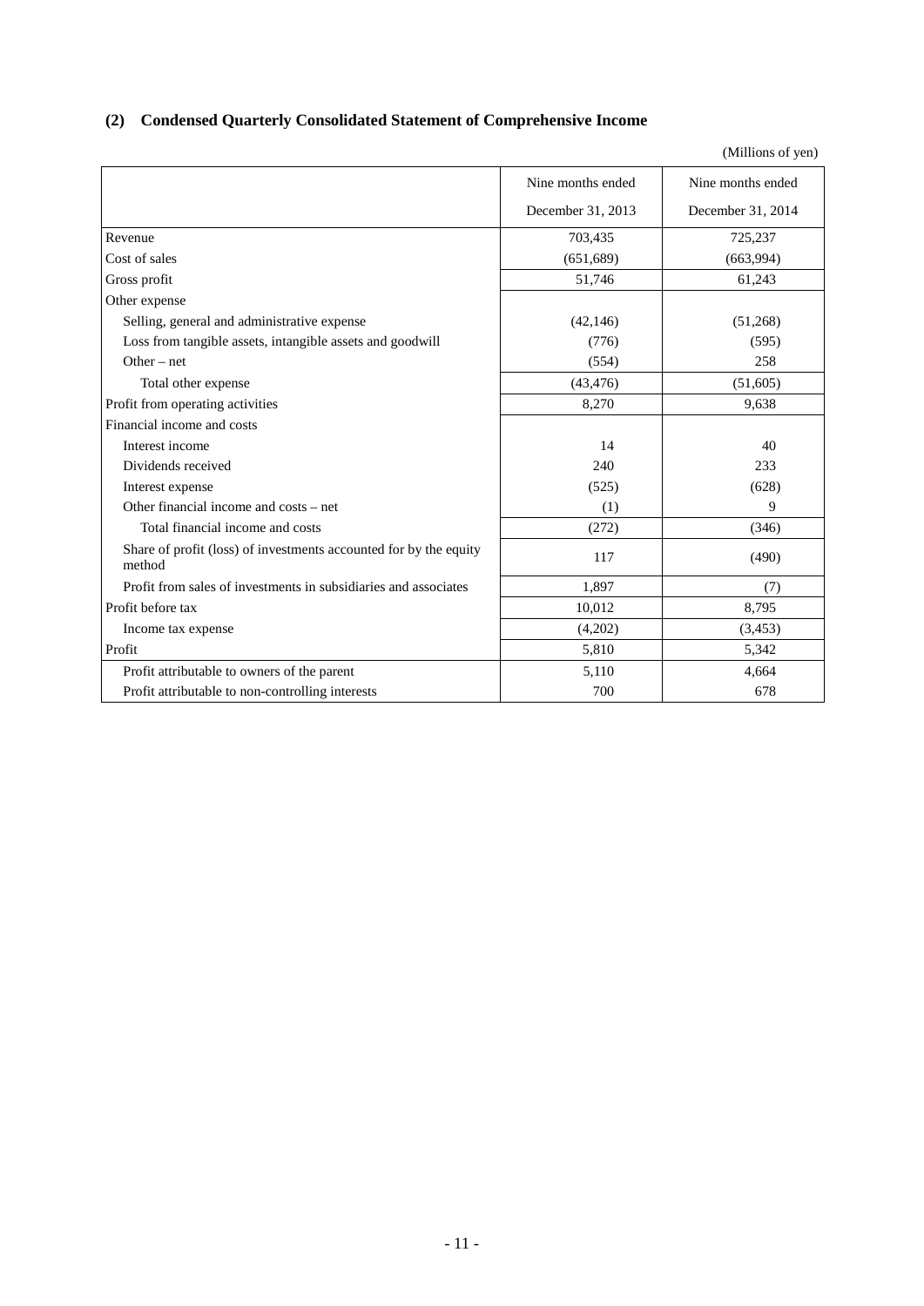### (2) Condensed Quarterly Consolidated Statement of Comprehensive Income

(Millions of yen)

| | Nine months ended December 31, 2013 | Nine months ended December 31, 2014 |
|---|---|---|
| Revenue | 703,435 | 725,237 |
| Cost of sales | (651,689) | (663,994) |
| Gross profit | 51,746 | 61,243 |
| Other expense | | |
| Selling, general and administrative expense | (42,146) | (51,268) |
| Loss from tangible assets, intangible assets and goodwill | (776) | (595) |
| Other – net | (554) | 258 |
| Total other expense | (43,476) | (51,605) |
| Profit from operating activities | 8,270 | 9,638 |
| Financial income and costs | | |
| Interest income | 14 | 40 |
| Dividends received | 240 | 233 |
| Interest expense | (525) | (628) |
| Other financial income and costs – net | (1) | 9 |
| Total financial income and costs | (272) | (346) |
| Share of profit (loss) of investments accounted for by the equity method | 117 | (490) |
| Profit from sales of investments in subsidiaries and associates | 1,897 | (7) |
| Profit before tax | 10,012 | 8,795 |
| Income tax expense | (4,202) | (3,453) |
| Profit | 5,810 | 5,342 |
| Profit attributable to owners of the parent | 5,110 | 4,664 |
| Profit attributable to non-controlling interests | 700 | 678 |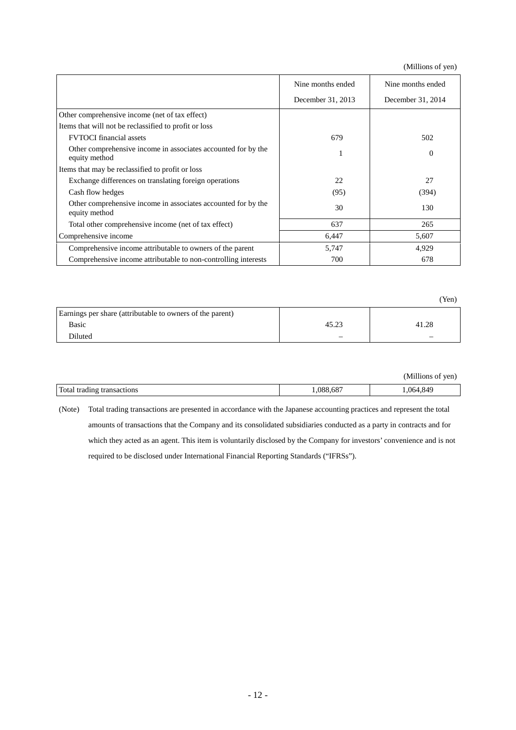(Millions of yen)

| | Nine months ended December 31, 2013 | Nine months ended December 31, 2014 |
|---|---|---|
| Other comprehensive income (net of tax effect) | | |
| Items that will not be reclassified to profit or loss | | |
| FVTOCI financial assets | 679 | 502 |
| Other comprehensive income in associates accounted for by the equity method | 1 | 0 |
| Items that may be reclassified to profit or loss | | |
| Exchange differences on translating foreign operations | 22 | 27 |
| Cash flow hedges | (95) | (394) |
| Other comprehensive income in associates accounted for by the equity method | 30 | 130 |
| Total other comprehensive income (net of tax effect) | 637 | 265 |
| Comprehensive income | 6,447 | 5,607 |
| Comprehensive income attributable to owners of the parent | 5,747 | 4,929 |
| Comprehensive income attributable to non-controlling interests | 700 | 678 |

(Yen)

| | | |
|---|---|---|
| Earnings per share (attributable to owners of the parent) | | |
| Basic | 45.23 | 41.28 |
| Diluted | – | – |

(Millions of yen)

| | | |
|---|---|---|
| Total trading transactions | 1,088,687 | 1,064,849 |

(Note) Total trading transactions are presented in accordance with the Japanese accounting practices and represent the total amounts of transactions that the Company and its consolidated subsidiaries conducted as a party in contracts and for which they acted as an agent. This item is voluntarily disclosed by the Company for investors' convenience and is not required to be disclosed under International Financial Reporting Standards ("IFRSs").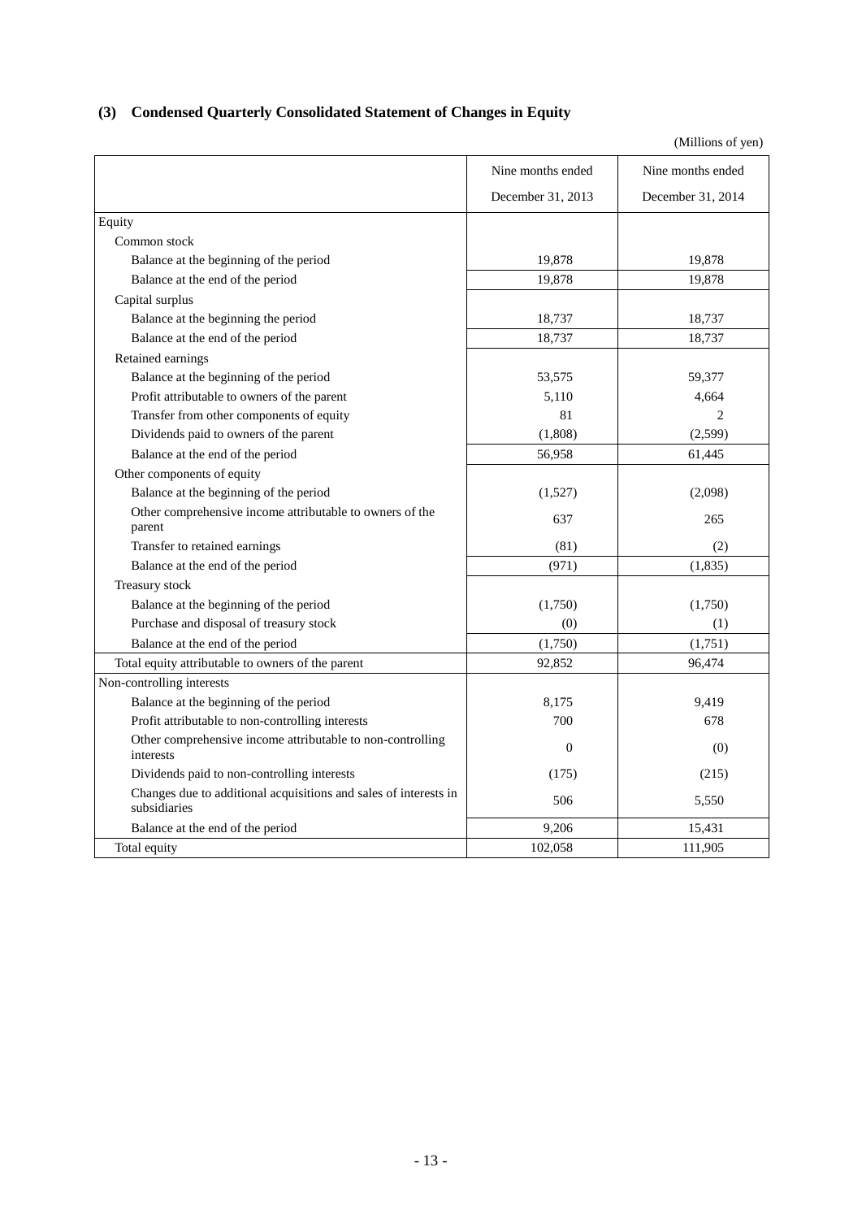## (3) Condensed Quarterly Consolidated Statement of Changes in Equity

(Millions of yen)

| | Nine months ended December 31, 2013 | Nine months ended December 31, 2014 |
|---|---|---|
| Equity | | |
| Common stock | | |
| Balance at the beginning of the period | 19,878 | 19,878 |
| Balance at the end of the period | 19,878 | 19,878 |
| Capital surplus | | |
| Balance at the beginning the period | 18,737 | 18,737 |
| Balance at the end of the period | 18,737 | 18,737 |
| Retained earnings | | |
| Balance at the beginning of the period | 53,575 | 59,377 |
| Profit attributable to owners of the parent | 5,110 | 4,664 |
| Transfer from other components of equity | 81 | 2 |
| Dividends paid to owners of the parent | (1,808) | (2,599) |
| Balance at the end of the period | 56,958 | 61,445 |
| Other components of equity | | |
| Balance at the beginning of the period | (1,527) | (2,098) |
| Other comprehensive income attributable to owners of the parent | 637 | 265 |
| Transfer to retained earnings | (81) | (2) |
| Balance at the end of the period | (971) | (1,835) |
| Treasury stock | | |
| Balance at the beginning of the period | (1,750) | (1,750) |
| Purchase and disposal of treasury stock | (0) | (1) |
| Balance at the end of the period | (1,750) | (1,751) |
| Total equity attributable to owners of the parent | 92,852 | 96,474 |
| Non-controlling interests | | |
| Balance at the beginning of the period | 8,175 | 9,419 |
| Profit attributable to non-controlling interests | 700 | 678 |
| Other comprehensive income attributable to non-controlling interests | 0 | (0) |
| Dividends paid to non-controlling interests | (175) | (215) |
| Changes due to additional acquisitions and sales of interests in subsidiaries | 506 | 5,550 |
| Balance at the end of the period | 9,206 | 15,431 |
| Total equity | 102,058 | 111,905 |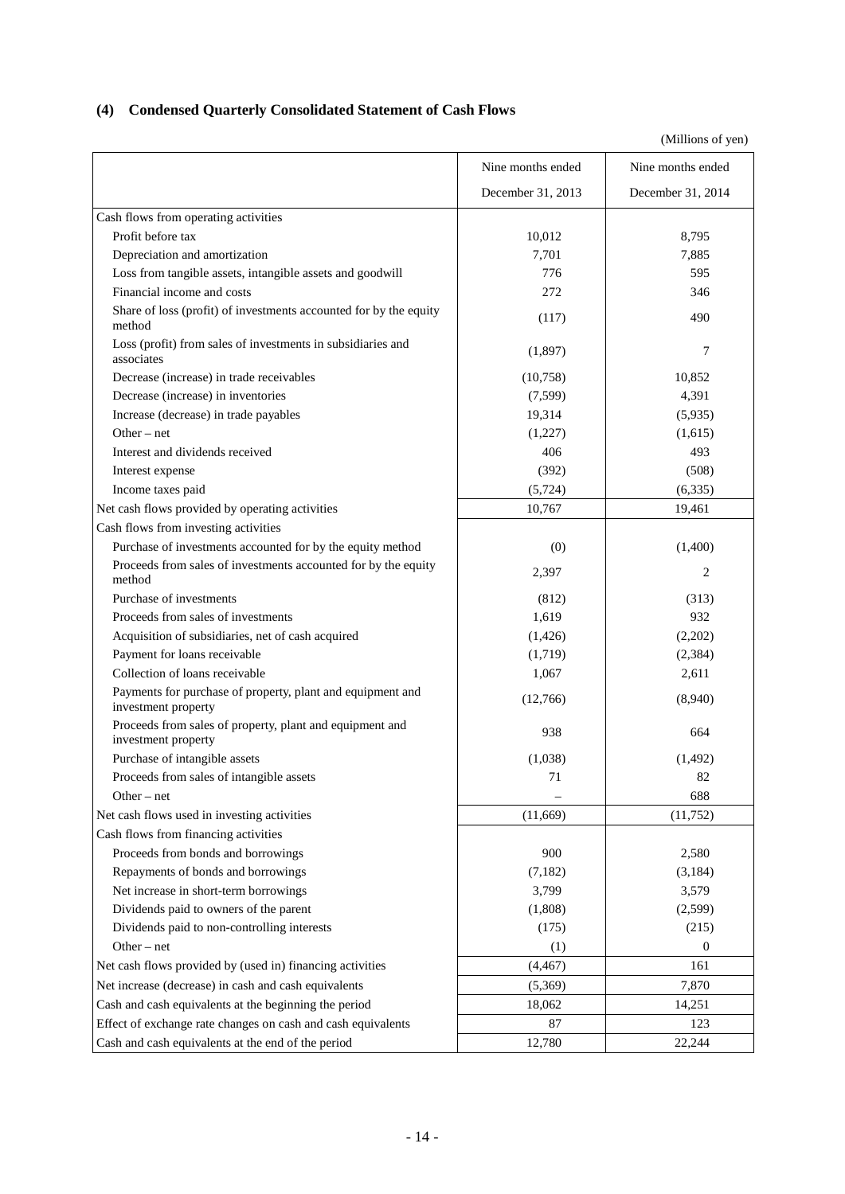### (4) Condensed Quarterly Consolidated Statement of Cash Flows

(Millions of yen)

| | Nine months ended December 31, 2013 | Nine months ended December 31, 2014 |
|---|---|---|
| Cash flows from operating activities | | |
| Profit before tax | 10,012 | 8,795 |
| Depreciation and amortization | 7,701 | 7,885 |
| Loss from tangible assets, intangible assets and goodwill | 776 | 595 |
| Financial income and costs | 272 | 346 |
| Share of loss (profit) of investments accounted for by the equity method | (117) | 490 |
| Loss (profit) from sales of investments in subsidiaries and associates | (1,897) | 7 |
| Decrease (increase) in trade receivables | (10,758) | 10,852 |
| Decrease (increase) in inventories | (7,599) | 4,391 |
| Increase (decrease) in trade payables | 19,314 | (5,935) |
| Other – net | (1,227) | (1,615) |
| Interest and dividends received | 406 | 493 |
| Interest expense | (392) | (508) |
| Income taxes paid | (5,724) | (6,335) |
| Net cash flows provided by operating activities | 10,767 | 19,461 |
| Cash flows from investing activities | | |
| Purchase of investments accounted for by the equity method | (0) | (1,400) |
| Proceeds from sales of investments accounted for by the equity method | 2,397 | 2 |
| Purchase of investments | (812) | (313) |
| Proceeds from sales of investments | 1,619 | 932 |
| Acquisition of subsidiaries, net of cash acquired | (1,426) | (2,202) |
| Payment for loans receivable | (1,719) | (2,384) |
| Collection of loans receivable | 1,067 | 2,611 |
| Payments for purchase of property, plant and equipment and investment property | (12,766) | (8,940) |
| Proceeds from sales of property, plant and equipment and investment property | 938 | 664 |
| Purchase of intangible assets | (1,038) | (1,492) |
| Proceeds from sales of intangible assets | 71 | 82 |
| Other – net | – | 688 |
| Net cash flows used in investing activities | (11,669) | (11,752) |
| Cash flows from financing activities | | |
| Proceeds from bonds and borrowings | 900 | 2,580 |
| Repayments of bonds and borrowings | (7,182) | (3,184) |
| Net increase in short-term borrowings | 3,799 | 3,579 |
| Dividends paid to owners of the parent | (1,808) | (2,599) |
| Dividends paid to non-controlling interests | (175) | (215) |
| Other – net | (1) | 0 |
| Net cash flows provided by (used in) financing activities | (4,467) | 161 |
| Net increase (decrease) in cash and cash equivalents | (5,369) | 7,870 |
| Cash and cash equivalents at the beginning the period | 18,062 | 14,251 |
| Effect of exchange rate changes on cash and cash equivalents | 87 | 123 |
| Cash and cash equivalents at the end of the period | 12,780 | 22,244 |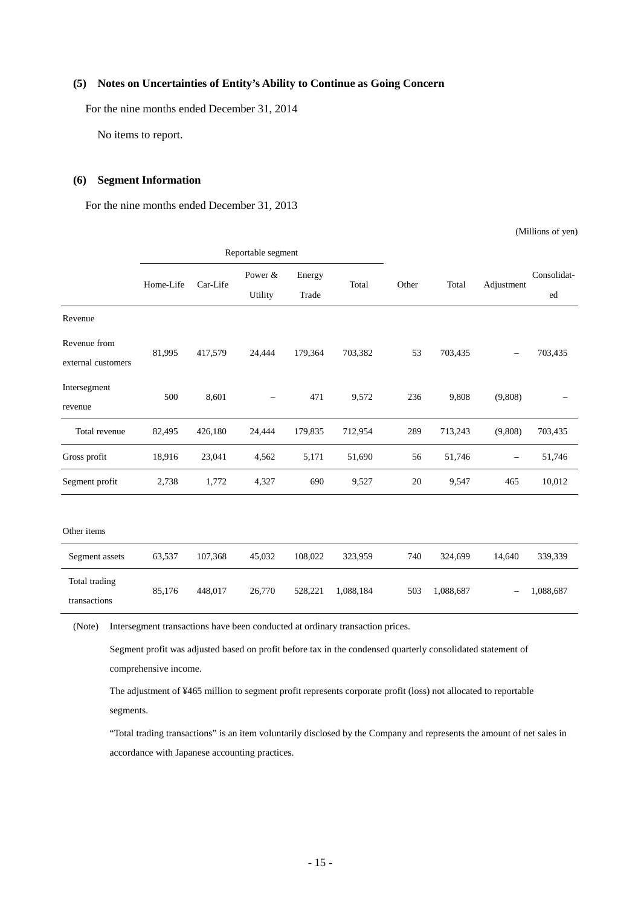### (5) Notes on Uncertainties of Entity's Ability to Continue as Going Concern

For the nine months ended December 31, 2014

No items to report.

### (6) Segment Information

For the nine months ended December 31, 2013

(Millions of yen)

| | Reportable segment | | | | | Other | Total | Adjustment | Consolidated |
|---|---|---|---|---|---|---|---|---|---|
| | Home-Life | Car-Life | Power & Utility | Energy Trade | Total | | | | |
| Revenue | | | | | | | | | |
| Revenue from external customers | 81,995 | 417,579 | 24,444 | 179,364 | 703,382 | 53 | 703,435 | – | 703,435 |
| Intersegment revenue | 500 | 8,601 | – | 471 | 9,572 | 236 | 9,808 | (9,808) | – |
| Total revenue | 82,495 | 426,180 | 24,444 | 179,835 | 712,954 | 289 | 713,243 | (9,808) | 703,435 |
| Gross profit | 18,916 | 23,041 | 4,562 | 5,171 | 51,690 | 56 | 51,746 | – | 51,746 |
| Segment profit | 2,738 | 1,772 | 4,327 | 690 | 9,527 | 20 | 9,547 | 465 | 10,012 |
| | | | | | | | | | |
| Other items | | | | | | | | | |
| Segment assets | 63,537 | 107,368 | 45,032 | 108,022 | 323,959 | 740 | 324,699 | 14,640 | 339,339 |
| Total trading transactions | 85,176 | 448,017 | 26,770 | 528,221 | 1,088,184 | 503 | 1,088,687 | – | 1,088,687 |

(Note) Intersegment transactions have been conducted at ordinary transaction prices.

Segment profit was adjusted based on profit before tax in the condensed quarterly consolidated statement of comprehensive income.

The adjustment of ¥465 million to segment profit represents corporate profit (loss) not allocated to reportable segments.

"Total trading transactions" is an item voluntarily disclosed by the Company and represents the amount of net sales in accordance with Japanese accounting practices.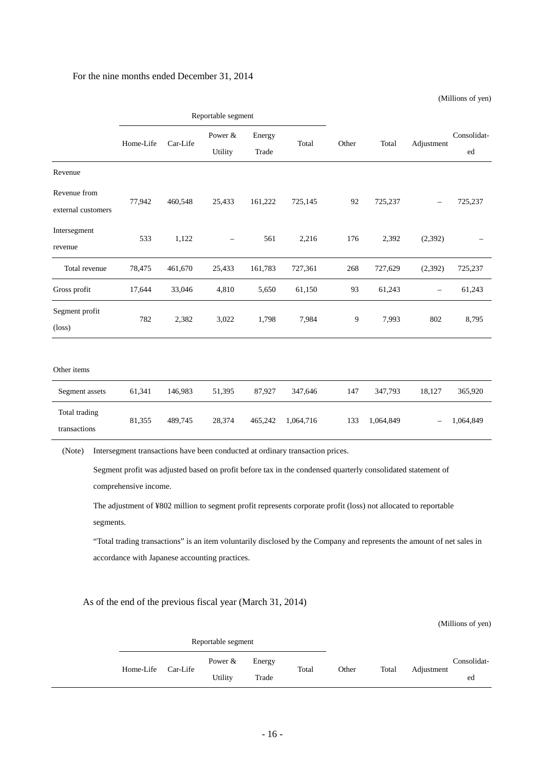For the nine months ended December 31, 2014

(Millions of yen)

| | Reportable segment | | | | | Other | Total | Adjustment | Consolidated |
|---|---|---|---|---|---|---|---|---|---|
| | Home-Life | Car-Life | Power & Utility | Energy Trade | Total | | | | |
| Revenue | | | | | | | | | |
| Revenue from external customers | 77,942 | 460,548 | 25,433 | 161,222 | 725,145 | 92 | 725,237 | – | 725,237 |
| Intersegment revenue | 533 | 1,122 | – | 561 | 2,216 | 176 | 2,392 | (2,392) | – |
| Total revenue | 78,475 | 461,670 | 25,433 | 161,783 | 727,361 | 268 | 727,629 | (2,392) | 725,237 |
| Gross profit | 17,644 | 33,046 | 4,810 | 5,650 | 61,150 | 93 | 61,243 | – | 61,243 |
| Segment profit (loss) | 782 | 2,382 | 3,022 | 1,798 | 7,984 | 9 | 7,993 | 802 | 8,795 |
| Other items | | | | | | | | | |
| Segment assets | 61,341 | 146,983 | 51,395 | 87,927 | 347,646 | 147 | 347,793 | 18,127 | 365,920 |
| Total trading transactions | 81,355 | 489,745 | 28,374 | 465,242 | 1,064,716 | 133 | 1,064,849 | – | 1,064,849 |

(Note) Intersegment transactions have been conducted at ordinary transaction prices.

Segment profit was adjusted based on profit before tax in the condensed quarterly consolidated statement of comprehensive income.

The adjustment of ¥802 million to segment profit represents corporate profit (loss) not allocated to reportable segments.

"Total trading transactions" is an item voluntarily disclosed by the Company and represents the amount of net sales in accordance with Japanese accounting practices.

As of the end of the previous fiscal year (March 31, 2014)

(Millions of yen)

| | Reportable segment | | | | | Other | Total | Adjustment | Consolidated |
|---|---|---|---|---|---|---|---|---|---|
| | Home-Life | Car-Life | Power & Utility | Energy Trade | Total | | | | |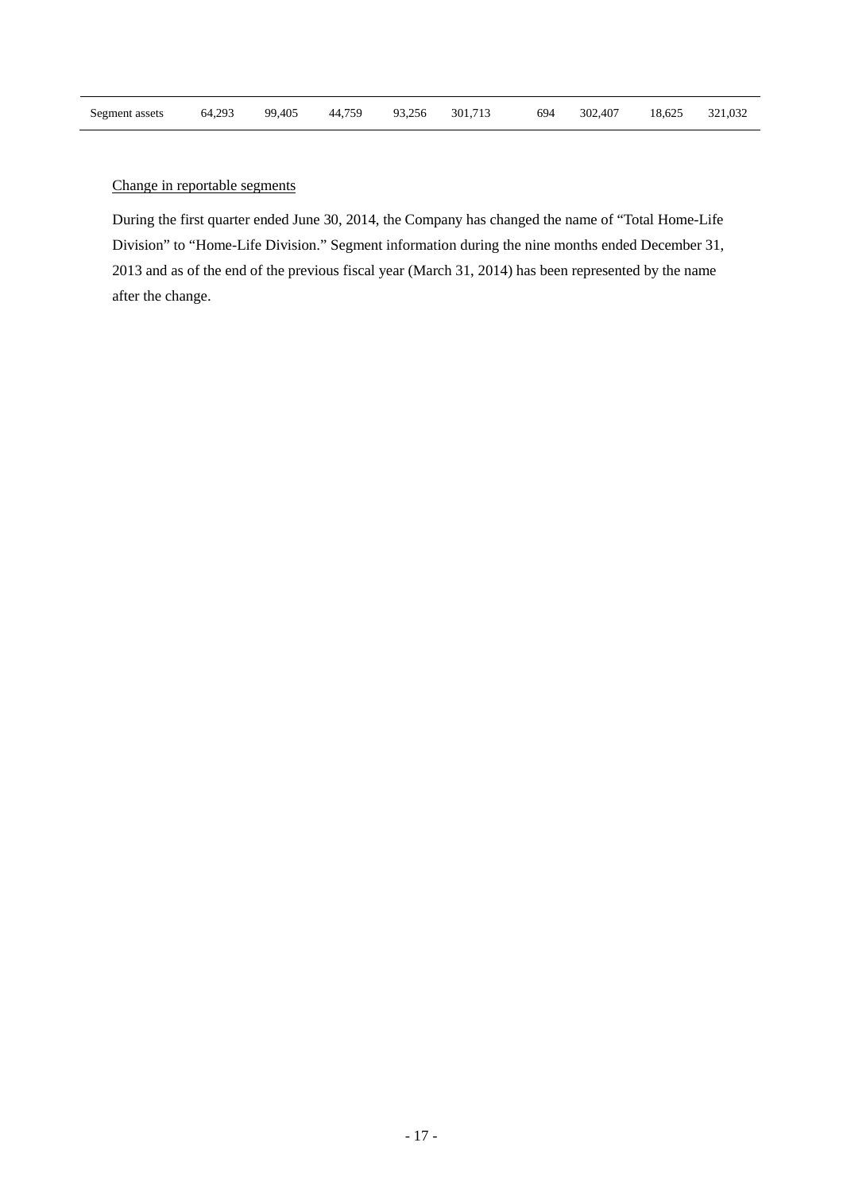| Segment assets | 64,293 | 99,405 | 44,759 | 93,256 | 301,713 | 694 | 302,407 | 18,625 | 321,032 |
|---|---|---|---|---|---|---|---|---|---|

Change in reportable segments

During the first quarter ended June 30, 2014, the Company has changed the name of "Total Home-Life Division" to "Home-Life Division." Segment information during the nine months ended December 31, 2013 and as of the end of the previous fiscal year (March 31, 2014) has been represented by the name after the change.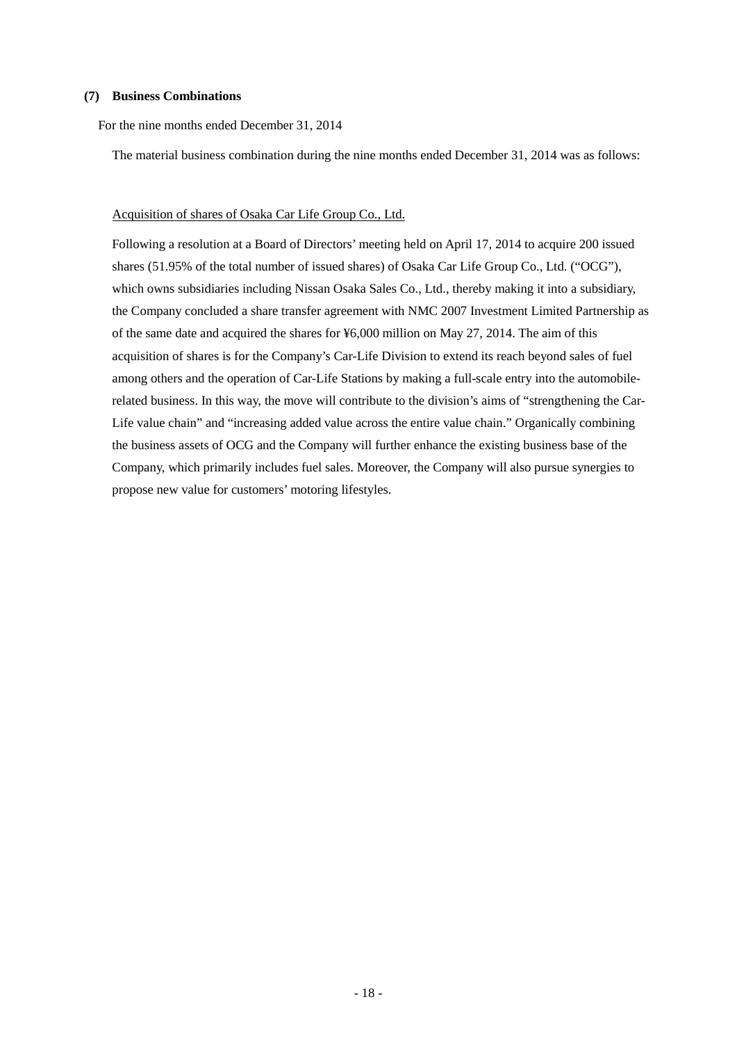### (7) Business Combinations

For the nine months ended December 31, 2014

The material business combination during the nine months ended December 31, 2014 was as follows:

Acquisition of shares of Osaka Car Life Group Co., Ltd.

Following a resolution at a Board of Directors' meeting held on April 17, 2014 to acquire 200 issued shares (51.95% of the total number of issued shares) of Osaka Car Life Group Co., Ltd. ("OCG"), which owns subsidiaries including Nissan Osaka Sales Co., Ltd., thereby making it into a subsidiary, the Company concluded a share transfer agreement with NMC 2007 Investment Limited Partnership as of the same date and acquired the shares for ¥6,000 million on May 27, 2014. The aim of this acquisition of shares is for the Company's Car-Life Division to extend its reach beyond sales of fuel among others and the operation of Car-Life Stations by making a full-scale entry into the automobile-related business. In this way, the move will contribute to the division's aims of "strengthening the Car-Life value chain" and "increasing added value across the entire value chain." Organically combining the business assets of OCG and the Company will further enhance the existing business base of the Company, which primarily includes fuel sales. Moreover, the Company will also pursue synergies to propose new value for customers' motoring lifestyles.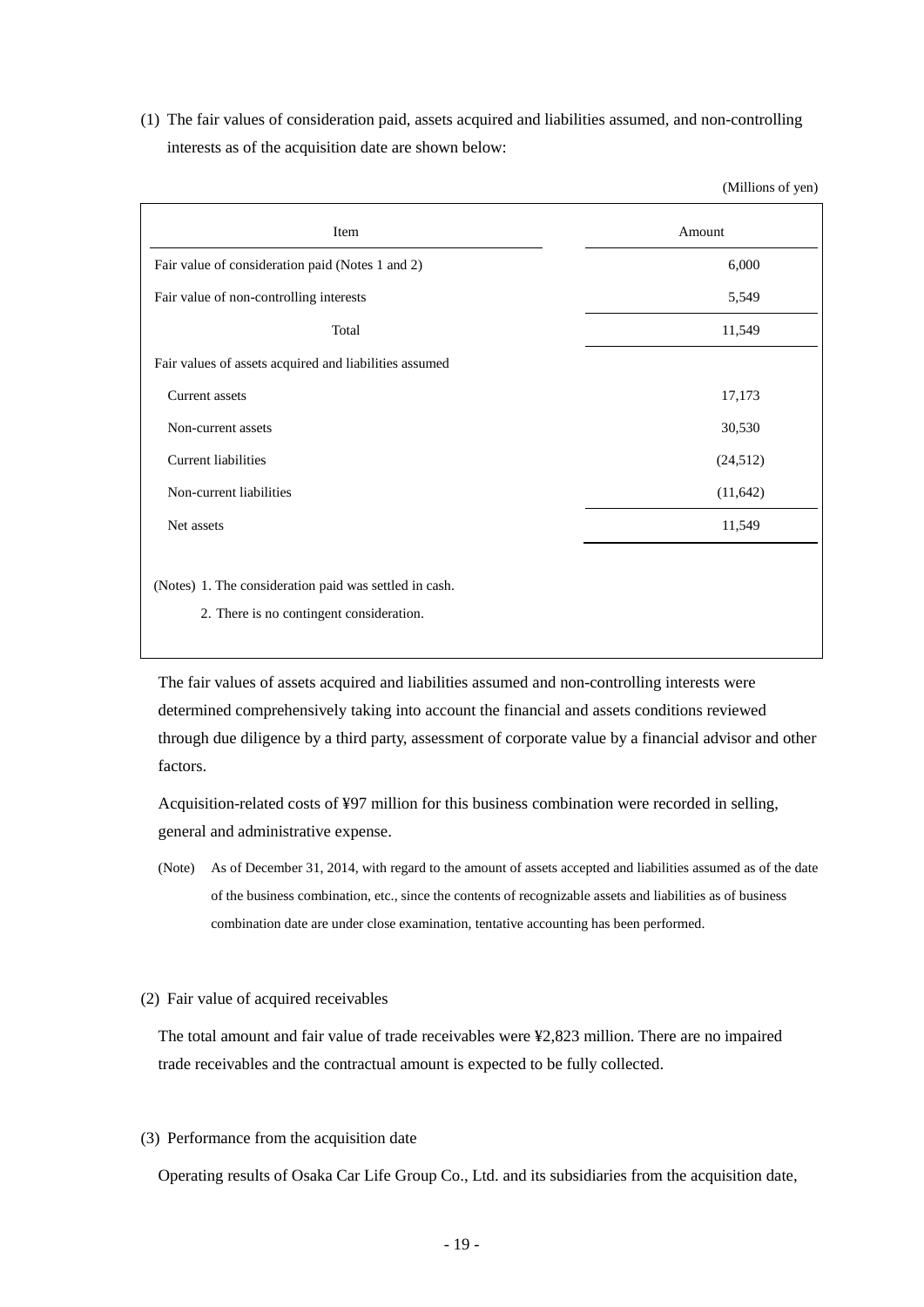(1) The fair values of consideration paid, assets acquired and liabilities assumed, and non-controlling interests as of the acquisition date are shown below:

(Millions of yen)

| Item | Amount |
|---|---|
| Fair value of consideration paid (Notes 1 and 2) | 6,000 |
| Fair value of non-controlling interests | 5,549 |
| Total | 11,549 |
| Fair values of assets acquired and liabilities assumed | |
| Current assets | 17,173 |
| Non-current assets | 30,530 |
| Current liabilities | (24,512) |
| Non-current liabilities | (11,642) |
| Net assets | 11,549 |

(Notes) 1. The consideration paid was settled in cash.

2. There is no contingent consideration.

The fair values of assets acquired and liabilities assumed and non-controlling interests were determined comprehensively taking into account the financial and assets conditions reviewed through due diligence by a third party, assessment of corporate value by a financial advisor and other factors.

Acquisition-related costs of ¥97 million for this business combination were recorded in selling, general and administrative expense.

(Note) As of December 31, 2014, with regard to the amount of assets accepted and liabilities assumed as of the date of the business combination, etc., since the contents of recognizable assets and liabilities as of business combination date are under close examination, tentative accounting has been performed.

(2) Fair value of acquired receivables

The total amount and fair value of trade receivables were ¥2,823 million. There are no impaired trade receivables and the contractual amount is expected to be fully collected.

(3) Performance from the acquisition date

Operating results of Osaka Car Life Group Co., Ltd. and its subsidiaries from the acquisition date,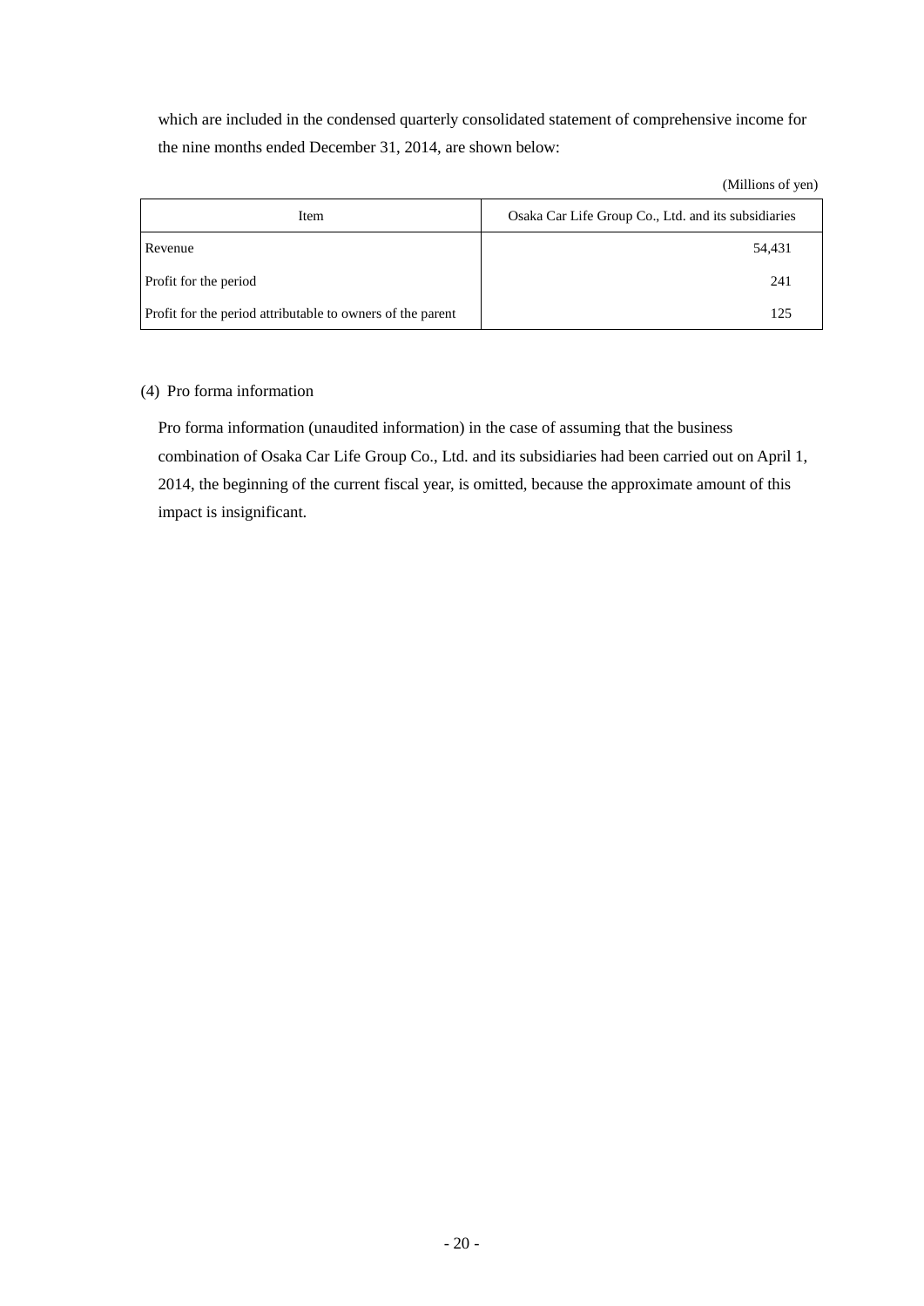which are included in the condensed quarterly consolidated statement of comprehensive income for the nine months ended December 31, 2014, are shown below:

(Millions of yen)

| Item | Osaka Car Life Group Co., Ltd. and its subsidiaries |
|---|---|
| Revenue | 54,431 |
| Profit for the period | 241 |
| Profit for the period attributable to owners of the parent | 125 |

(4) Pro forma information

Pro forma information (unaudited information) in the case of assuming that the business combination of Osaka Car Life Group Co., Ltd. and its subsidiaries had been carried out on April 1, 2014, the beginning of the current fiscal year, is omitted, because the approximate amount of this impact is insignificant.